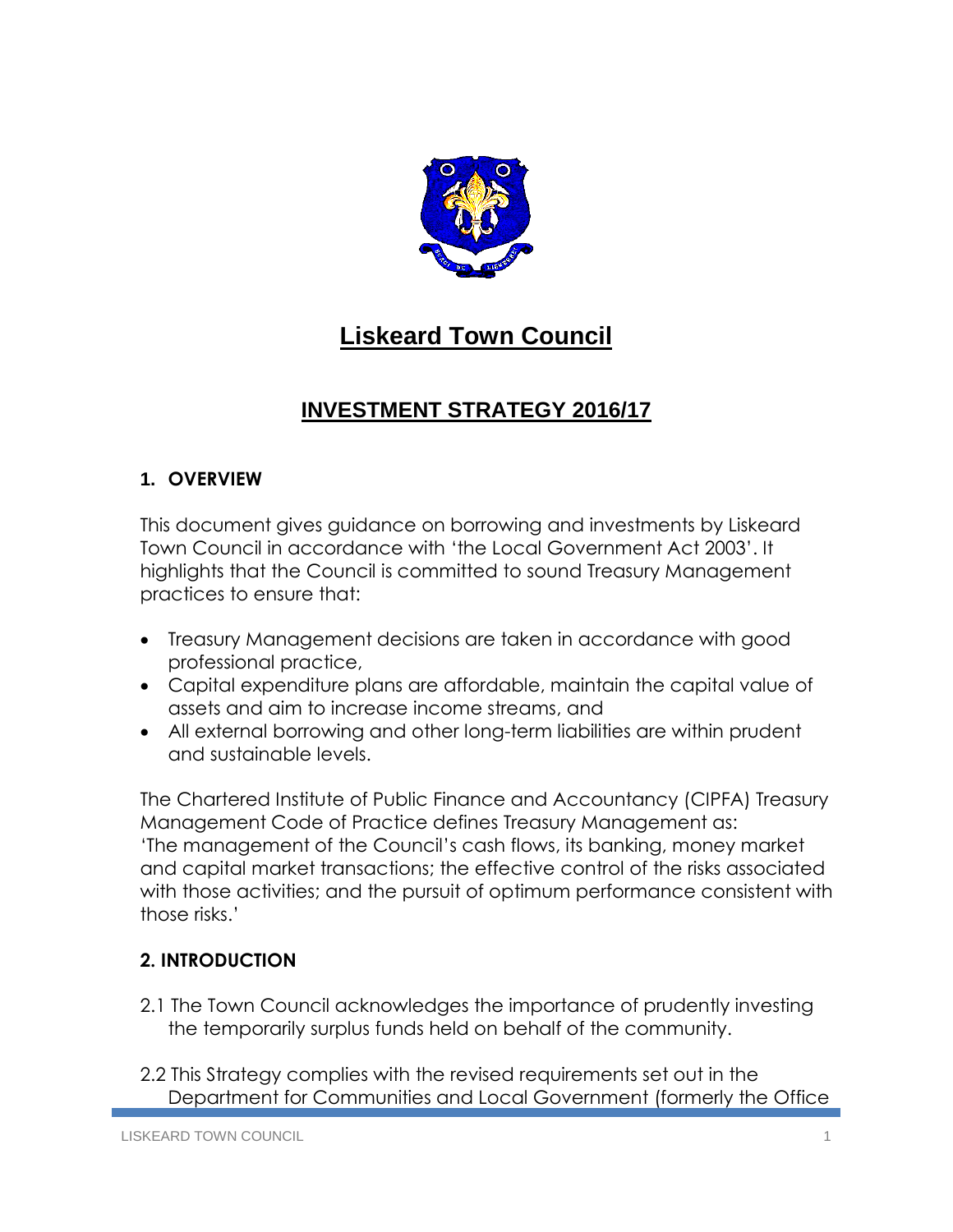# Liskeard Town Council

## INVESTMENT STRATEGY 2016/17

### 1. OVERVIEW

This document gives guidance on borrowing and investments by Liskeard Town Council in accordance with 'the Local Government Act 2003'. It highlights that the Council is committed to sound Treasury Management practices to ensure that:

- Treasury Management decisions are taken in accordance with good professional practice,
- Capital expenditure plans are affordable, maintain the capital value of assets and aim to increase income streams, and
- All external borrowing and other long-term liabilities are within prudent and sustainable levels.

The Chartered Institute of Public Finance and Accountancy (CIPFA) Treasury Management Code of Practice defines Treasury Management as:
'The management of the Council's cash flows, its banking, money market and capital market transactions; the effective control of the risks associated with those activities; and the pursuit of optimum performance consistent with those risks.'

### 2. INTRODUCTION

2.1 The Town Council acknowledges the importance of prudently investing the temporarily surplus funds held on behalf of the community.

2.2 This Strategy complies with the revised requirements set out in the Department for Communities and Local Government (formerly the Office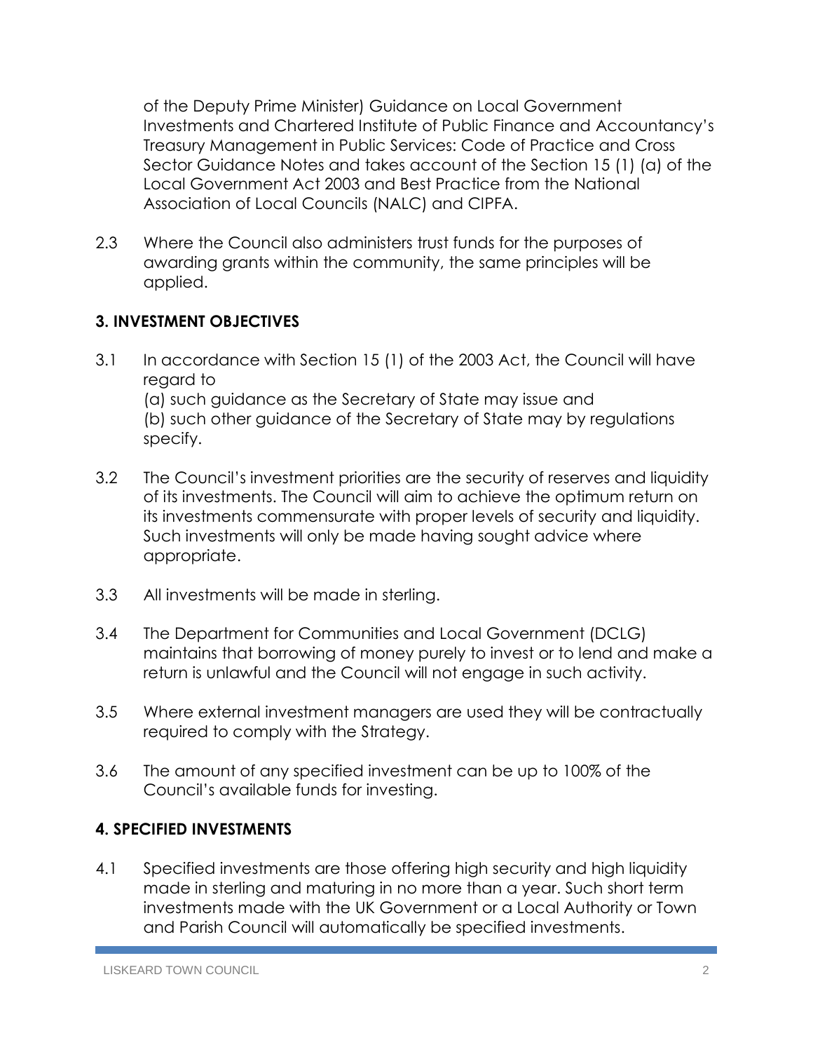of the Deputy Prime Minister) Guidance on Local Government Investments and Chartered Institute of Public Finance and Accountancy's Treasury Management in Public Services: Code of Practice and Cross Sector Guidance Notes and takes account of the Section 15 (1) (a) of the Local Government Act 2003 and Best Practice from the National Association of Local Councils (NALC) and CIPFA.

2.3 Where the Council also administers trust funds for the purposes of awarding grants within the community, the same principles will be applied.

## 3. INVESTMENT OBJECTIVES

3.1 In accordance with Section 15 (1) of the 2003 Act, the Council will have regard to
(a) such guidance as the Secretary of State may issue and
(b) such other guidance of the Secretary of State may by regulations specify.

3.2 The Council's investment priorities are the security of reserves and liquidity of its investments. The Council will aim to achieve the optimum return on its investments commensurate with proper levels of security and liquidity. Such investments will only be made having sought advice where appropriate.

3.3 All investments will be made in sterling.

3.4 The Department for Communities and Local Government (DCLG) maintains that borrowing of money purely to invest or to lend and make a return is unlawful and the Council will not engage in such activity.

3.5 Where external investment managers are used they will be contractually required to comply with the Strategy.

3.6 The amount of any specified investment can be up to 100% of the Council's available funds for investing.

## 4. SPECIFIED INVESTMENTS

4.1 Specified investments are those offering high security and high liquidity made in sterling and maturing in no more than a year. Such short term investments made with the UK Government or a Local Authority or Town and Parish Council will automatically be specified investments.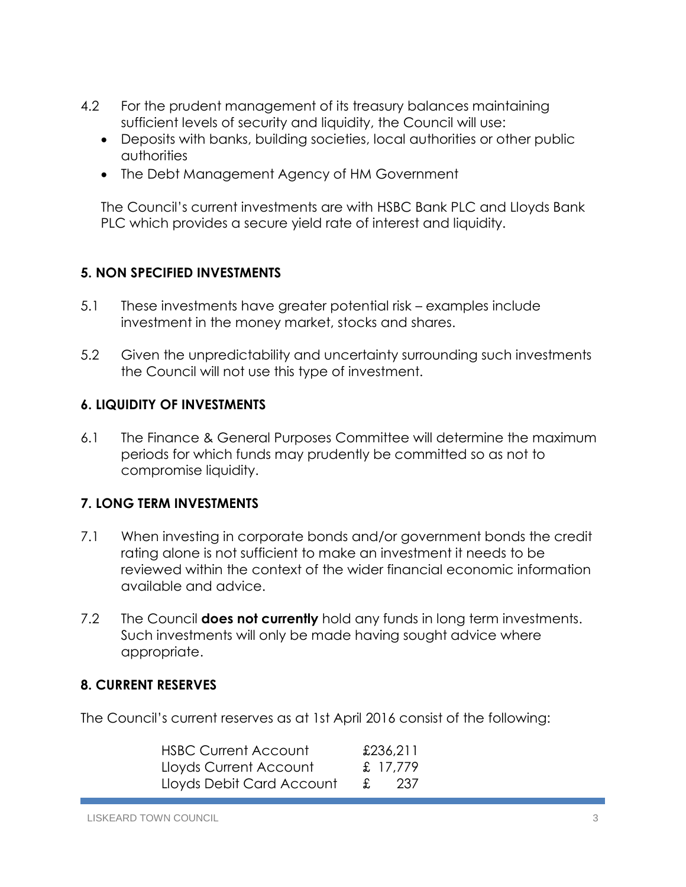4.2 For the prudent management of its treasury balances maintaining sufficient levels of security and liquidity, the Council will use:

- Deposits with banks, building societies, local authorities or other public authorities
- The Debt Management Agency of HM Government

The Council's current investments are with HSBC Bank PLC and Lloyds Bank PLC which provides a secure yield rate of interest and liquidity.

## 5. NON SPECIFIED INVESTMENTS

5.1 These investments have greater potential risk – examples include investment in the money market, stocks and shares.

5.2 Given the unpredictability and uncertainty surrounding such investments the Council will not use this type of investment.

## 6. LIQUIDITY OF INVESTMENTS

6.1 The Finance & General Purposes Committee will determine the maximum periods for which funds may prudently be committed so as not to compromise liquidity.

## 7. LONG TERM INVESTMENTS

7.1 When investing in corporate bonds and/or government bonds the credit rating alone is not sufficient to make an investment it needs to be reviewed within the context of the wider financial economic information available and advice.

7.2 The Council **does not currently** hold any funds in long term investments. Such investments will only be made having sought advice where appropriate.

## 8. CURRENT RESERVES

The Council's current reserves as at 1st April 2016 consist of the following:

| | |
|---|---|
| HSBC Current Account | £236,211 |
| Lloyds Current Account | £ 17,779 |
| Lloyds Debit Card Account | £ 237 |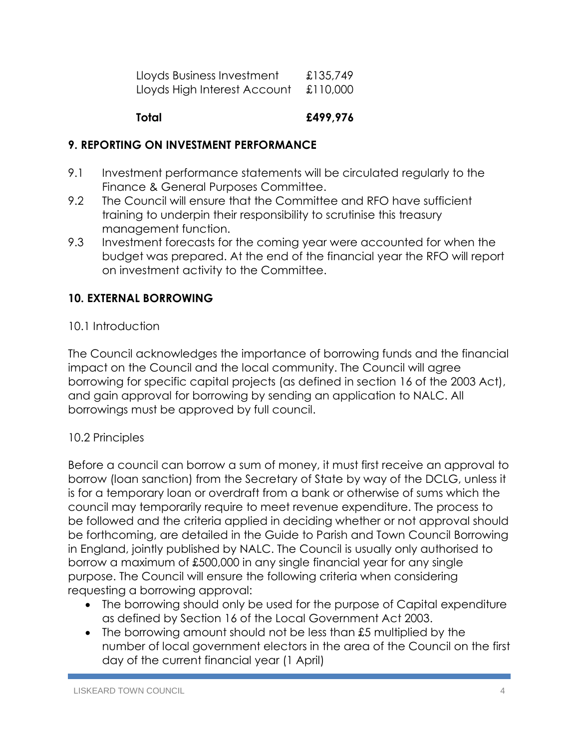| | |
|---|---|
| Lloyds Business Investment | £135,749 |
| Lloyds High Interest Account | £110,000 |
| **Total** | **£499,976** |

## 9. REPORTING ON INVESTMENT PERFORMANCE

9.1 Investment performance statements will be circulated regularly to the Finance & General Purposes Committee.

9.2 The Council will ensure that the Committee and RFO have sufficient training to underpin their responsibility to scrutinise this treasury management function.

9.3 Investment forecasts for the coming year were accounted for when the budget was prepared. At the end of the financial year the RFO will report on investment activity to the Committee.

## 10. EXTERNAL BORROWING

10.1 Introduction

The Council acknowledges the importance of borrowing funds and the financial impact on the Council and the local community. The Council will agree borrowing for specific capital projects (as defined in section 16 of the 2003 Act), and gain approval for borrowing by sending an application to NALC. All borrowings must be approved by full council.

10.2 Principles

Before a council can borrow a sum of money, it must first receive an approval to borrow (loan sanction) from the Secretary of State by way of the DCLG, unless it is for a temporary loan or overdraft from a bank or otherwise of sums which the council may temporarily require to meet revenue expenditure. The process to be followed and the criteria applied in deciding whether or not approval should be forthcoming, are detailed in the Guide to Parish and Town Council Borrowing in England, jointly published by NALC. The Council is usually only authorised to borrow a maximum of £500,000 in any single financial year for any single purpose. The Council will ensure the following criteria when considering requesting a borrowing approval:

- The borrowing should only be used for the purpose of Capital expenditure as defined by Section 16 of the Local Government Act 2003.
- The borrowing amount should not be less than £5 multiplied by the number of local government electors in the area of the Council on the first day of the current financial year (1 April)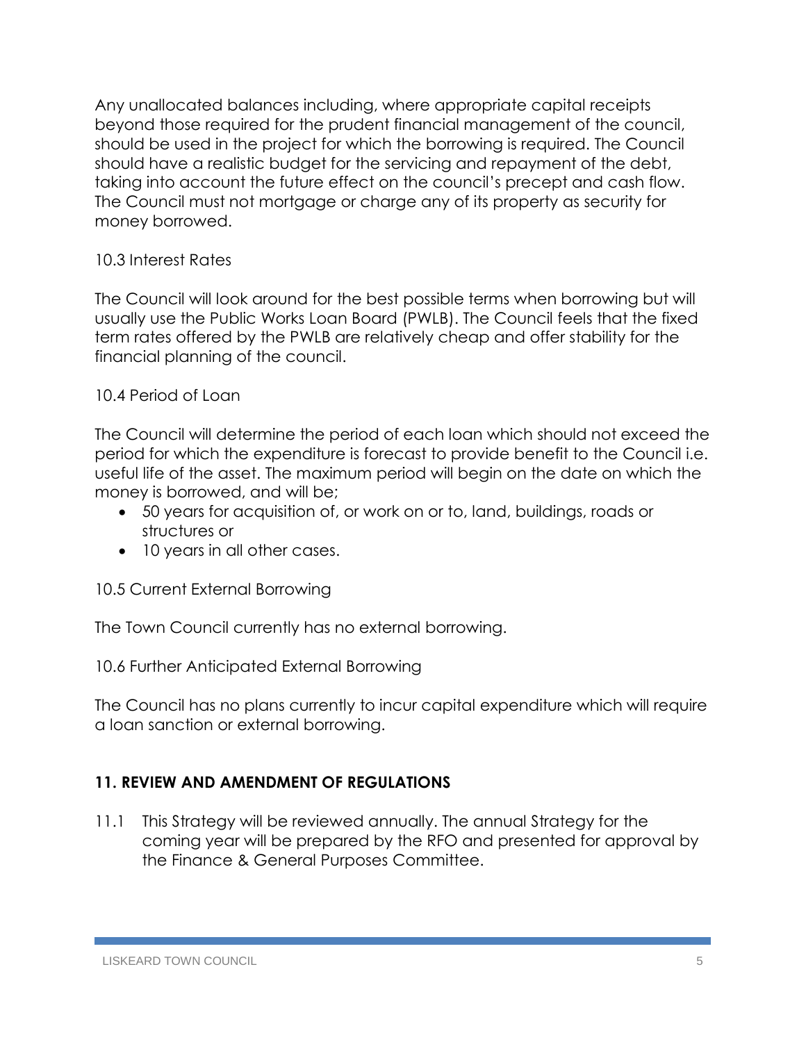Any unallocated balances including, where appropriate capital receipts beyond those required for the prudent financial management of the council, should be used in the project for which the borrowing is required. The Council should have a realistic budget for the servicing and repayment of the debt, taking into account the future effect on the council's precept and cash flow. The Council must not mortgage or charge any of its property as security for money borrowed.

10.3 Interest Rates

The Council will look around for the best possible terms when borrowing but will usually use the Public Works Loan Board (PWLB). The Council feels that the fixed term rates offered by the PWLB are relatively cheap and offer stability for the financial planning of the council.

10.4 Period of Loan

The Council will determine the period of each loan which should not exceed the period for which the expenditure is forecast to provide benefit to the Council i.e. useful life of the asset. The maximum period will begin on the date on which the money is borrowed, and will be;

- 50 years for acquisition of, or work on or to, land, buildings, roads or structures or
- 10 years in all other cases.

10.5 Current External Borrowing

The Town Council currently has no external borrowing.

10.6 Further Anticipated External Borrowing

The Council has no plans currently to incur capital expenditure which will require a loan sanction or external borrowing.

## 11. REVIEW AND AMENDMENT OF REGULATIONS

11.1 This Strategy will be reviewed annually. The annual Strategy for the coming year will be prepared by the RFO and presented for approval by the Finance & General Purposes Committee.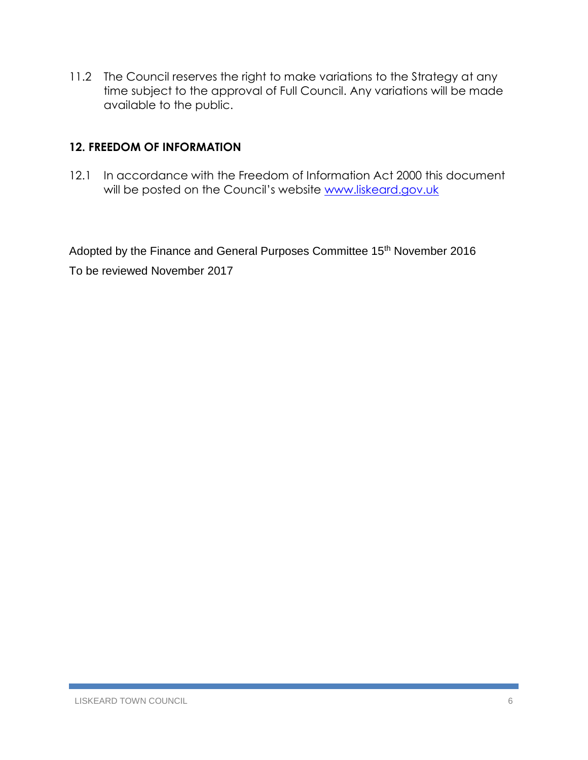11.2 The Council reserves the right to make variations to the Strategy at any time subject to the approval of Full Council. Any variations will be made available to the public.

## 12. FREEDOM OF INFORMATION

12.1 In accordance with the Freedom of Information Act 2000 this document will be posted on the Council's website www.liskeard.gov.uk

Adopted by the Finance and General Purposes Committee 15th November 2016

To be reviewed November 2017